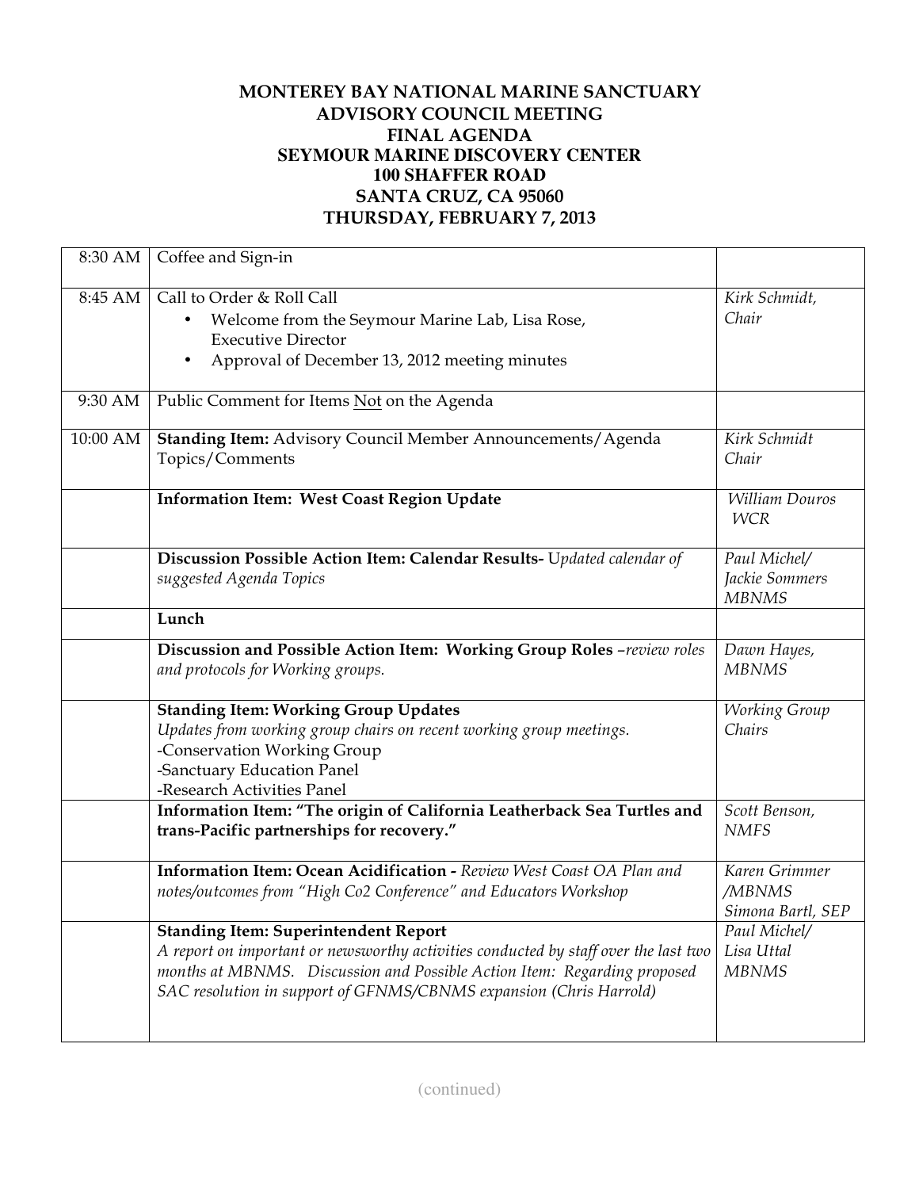# MONTEREY BAY NATIONAL MARINE SANCTUARY
## ADVISORY COUNCIL MEETING
## FINAL AGENDA
## SEYMOUR MARINE DISCOVERY CENTER
## 100 SHAFFER ROAD
## SANTA CRUZ, CA 95060
## THURSDAY, FEBRUARY 7, 2013

| Time | Item | Presenter |
| --- | --- | --- |
| 8:30 AM | Coffee and Sign-in | |
| 8:45 AM | Call to Order & Roll Call<br>• Welcome from the Seymour Marine Lab, Lisa Rose, Executive Director<br>• Approval of December 13, 2012 meeting minutes | *Kirk Schmidt, Chair* |
| 9:30 AM | Public Comment for Items Not on the Agenda | |
| 10:00 AM | **Standing Item:** Advisory Council Member Announcements/Agenda Topics/Comments | *Kirk Schmidt Chair* |
| | **Information Item: West Coast Region Update** | *William Douros WCR* |
| | **Discussion Possible Action Item: Calendar Results-** *Updated calendar of suggested Agenda Topics* | *Paul Michel/ Jackie Sommers MBNMS* |
| | **Lunch** | |
| | **Discussion and Possible Action Item: Working Group Roles** –*review roles and protocols for Working groups.* | *Dawn Hayes, MBNMS* |
| | **Standing Item: Working Group Updates**<br>*Updates from working group chairs on recent working group meetings.*<br>-Conservation Working Group<br>-Sanctuary Education Panel<br>-Research Activities Panel | *Working Group Chairs* |
| | **Information Item: "The origin of California Leatherback Sea Turtles and trans-Pacific partnerships for recovery."** | *Scott Benson, NMFS* |
| | **Information Item: Ocean Acidification -** *Review West Coast OA Plan and notes/outcomes from "High Co2 Conference" and Educators Workshop* | *Karen Grimmer /MBNMS Simona Bartl, SEP* |
| | **Standing Item: Superintendent Report**<br>*A report on important or newsworthy activities conducted by staff over the last two months at MBNMS. Discussion and Possible Action Item: Regarding proposed SAC resolution in support of GFNMS/CBNMS expansion (Chris Harrold)* | *Paul Michel/ Lisa Uttal MBNMS* |

(continued)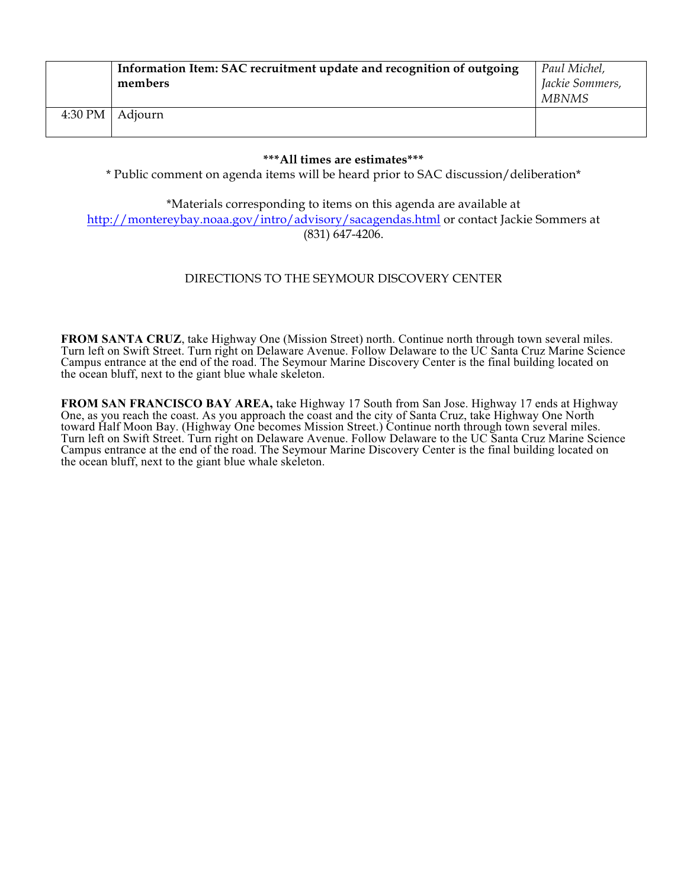| | | |
|---|---|---|
| | **Information Item: SAC recruitment update and recognition of outgoing members** | *Paul Michel, Jackie Sommers, MBNMS* |
| 4:30 PM | Adjourn | |

**\*\*\*All times are estimates\*\*\***

\* Public comment on agenda items will be heard prior to SAC discussion/deliberation\*

\*Materials corresponding to items on this agenda are available at http://montereybay.noaa.gov/intro/advisory/sacagendas.html or contact Jackie Sommers at (831) 647-4206.

DIRECTIONS TO THE SEYMOUR DISCOVERY CENTER

**FROM SANTA CRUZ**, take Highway One (Mission Street) north. Continue north through town several miles. Turn left on Swift Street. Turn right on Delaware Avenue. Follow Delaware to the UC Santa Cruz Marine Science Campus entrance at the end of the road. The Seymour Marine Discovery Center is the final building located on the ocean bluff, next to the giant blue whale skeleton.

**FROM SAN FRANCISCO BAY AREA,** take Highway 17 South from San Jose. Highway 17 ends at Highway One, as you reach the coast. As you approach the coast and the city of Santa Cruz, take Highway One North toward Half Moon Bay. (Highway One becomes Mission Street.) Continue north through town several miles. Turn left on Swift Street. Turn right on Delaware Avenue. Follow Delaware to the UC Santa Cruz Marine Science Campus entrance at the end of the road. The Seymour Marine Discovery Center is the final building located on the ocean bluff, next to the giant blue whale skeleton.